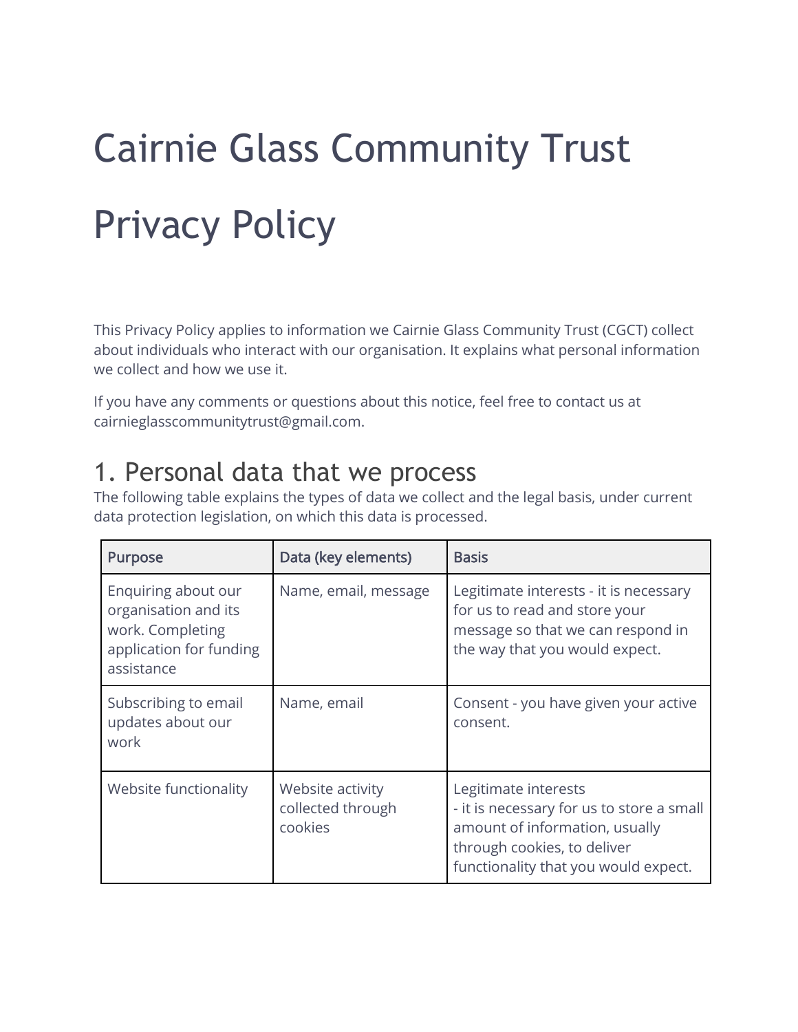# Cairnie Glass Community Trust

# Privacy Policy

This Privacy Policy applies to information we Cairnie Glass Community Trust (CGCT) collect about individuals who interact with our organisation. It explains what personal information we collect and how we use it.

If you have any comments or questions about this notice, feel free to contact us at cairnieglasscommunitytrust@gmail.com.

## 1. Personal data that we process

The following table explains the types of data we collect and the legal basis, under current data protection legislation, on which this data is processed.

| Purpose | Data (key elements) | Basis |
|---|---|---|
| Enquiring about our organisation and its work. Completing application for funding assistance | Name, email, message | Legitimate interests - it is necessary for us to read and store your message so that we can respond in the way that you would expect. |
| Subscribing to email updates about our work | Name, email | Consent - you have given your active consent. |
| Website functionality | Website activity collected through cookies | Legitimate interests - it is necessary for us to store a small amount of information, usually through cookies, to deliver functionality that you would expect. |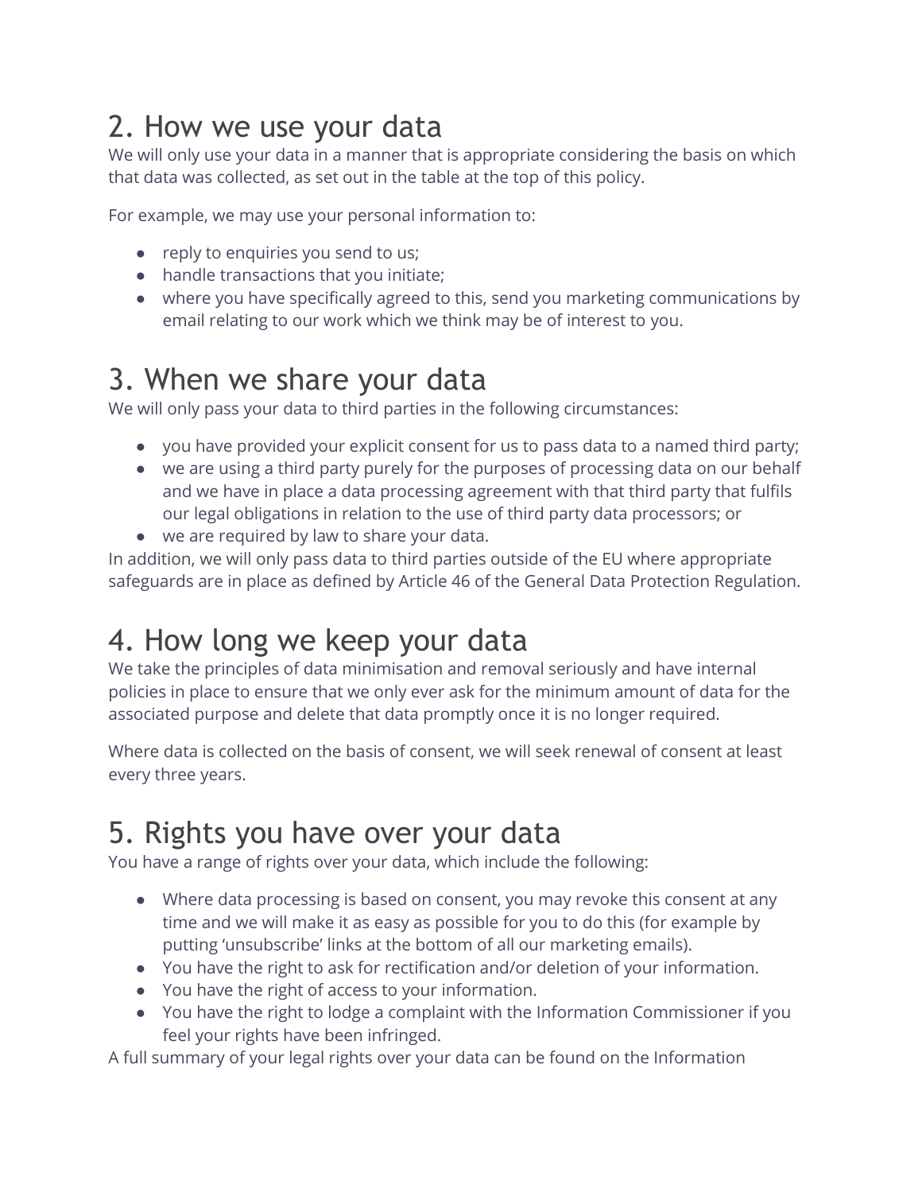## 2. How we use your data

We will only use your data in a manner that is appropriate considering the basis on which that data was collected, as set out in the table at the top of this policy.

For example, we may use your personal information to:

- reply to enquiries you send to us;
- handle transactions that you initiate;
- where you have specifically agreed to this, send you marketing communications by email relating to our work which we think may be of interest to you.

## 3. When we share your data

We will only pass your data to third parties in the following circumstances:

- you have provided your explicit consent for us to pass data to a named third party;
- we are using a third party purely for the purposes of processing data on our behalf and we have in place a data processing agreement with that third party that fulfils our legal obligations in relation to the use of third party data processors; or
- we are required by law to share your data.

In addition, we will only pass data to third parties outside of the EU where appropriate safeguards are in place as defined by Article 46 of the General Data Protection Regulation.

## 4. How long we keep your data

We take the principles of data minimisation and removal seriously and have internal policies in place to ensure that we only ever ask for the minimum amount of data for the associated purpose and delete that data promptly once it is no longer required.

Where data is collected on the basis of consent, we will seek renewal of consent at least every three years.

## 5. Rights you have over your data

You have a range of rights over your data, which include the following:

- Where data processing is based on consent, you may revoke this consent at any time and we will make it as easy as possible for you to do this (for example by putting 'unsubscribe' links at the bottom of all our marketing emails).
- You have the right to ask for rectification and/or deletion of your information.
- You have the right of access to your information.
- You have the right to lodge a complaint with the Information Commissioner if you feel your rights have been infringed.

A full summary of your legal rights over your data can be found on the Information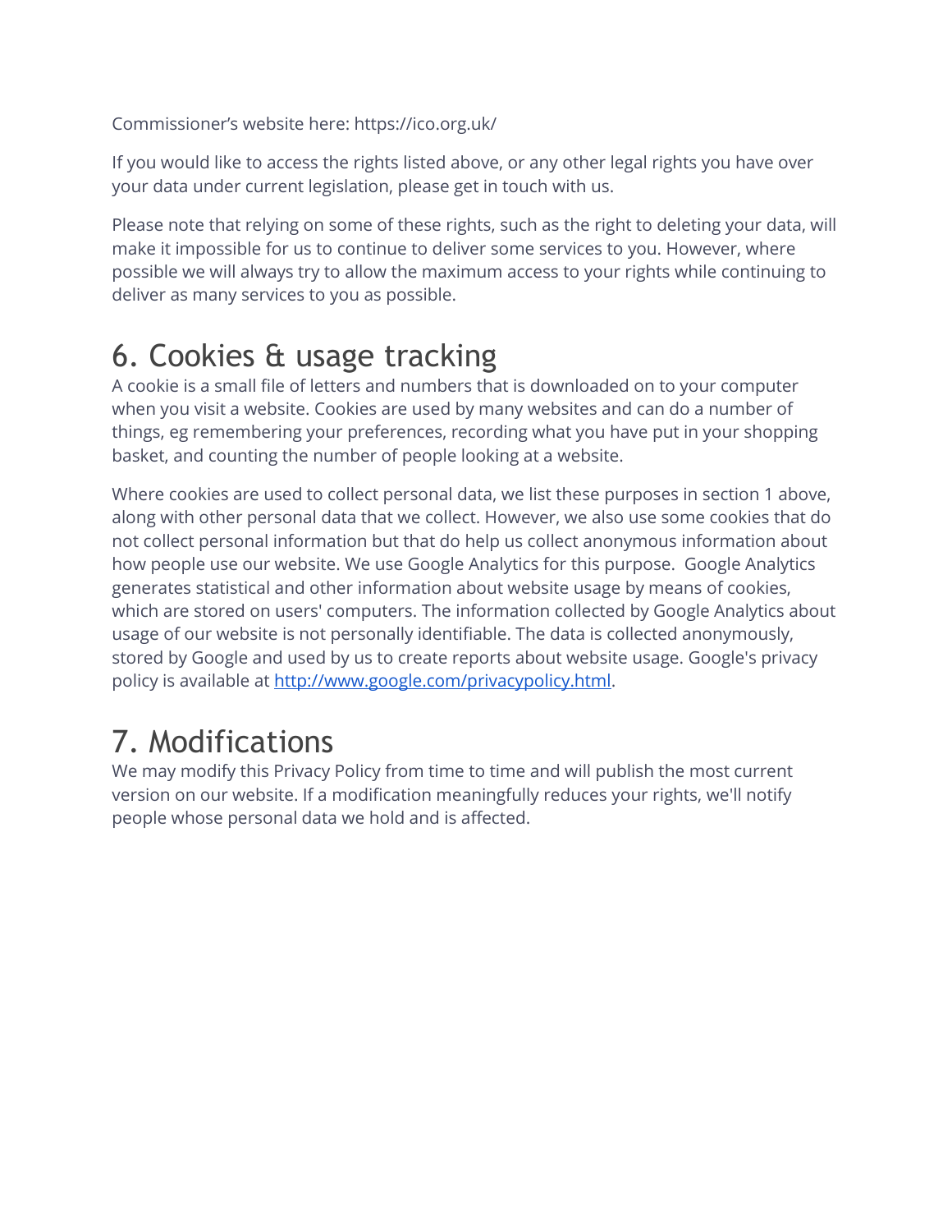Commissioner's website here: https://ico.org.uk/

If you would like to access the rights listed above, or any other legal rights you have over your data under current legislation, please get in touch with us.

Please note that relying on some of these rights, such as the right to deleting your data, will make it impossible for us to continue to deliver some services to you. However, where possible we will always try to allow the maximum access to your rights while continuing to deliver as many services to you as possible.

## 6. Cookies & usage tracking

A cookie is a small file of letters and numbers that is downloaded on to your computer when you visit a website. Cookies are used by many websites and can do a number of things, eg remembering your preferences, recording what you have put in your shopping basket, and counting the number of people looking at a website.

Where cookies are used to collect personal data, we list these purposes in section 1 above, along with other personal data that we collect. However, we also use some cookies that do not collect personal information but that do help us collect anonymous information about how people use our website. We use Google Analytics for this purpose. Google Analytics generates statistical and other information about website usage by means of cookies, which are stored on users' computers. The information collected by Google Analytics about usage of our website is not personally identifiable. The data is collected anonymously, stored by Google and used by us to create reports about website usage. Google's privacy policy is available at [http://www.google.com/privacypolicy.html](http://www.google.com/privacypolicy.html).

## 7. Modifications

We may modify this Privacy Policy from time to time and will publish the most current version on our website. If a modification meaningfully reduces your rights, we'll notify people whose personal data we hold and is affected.